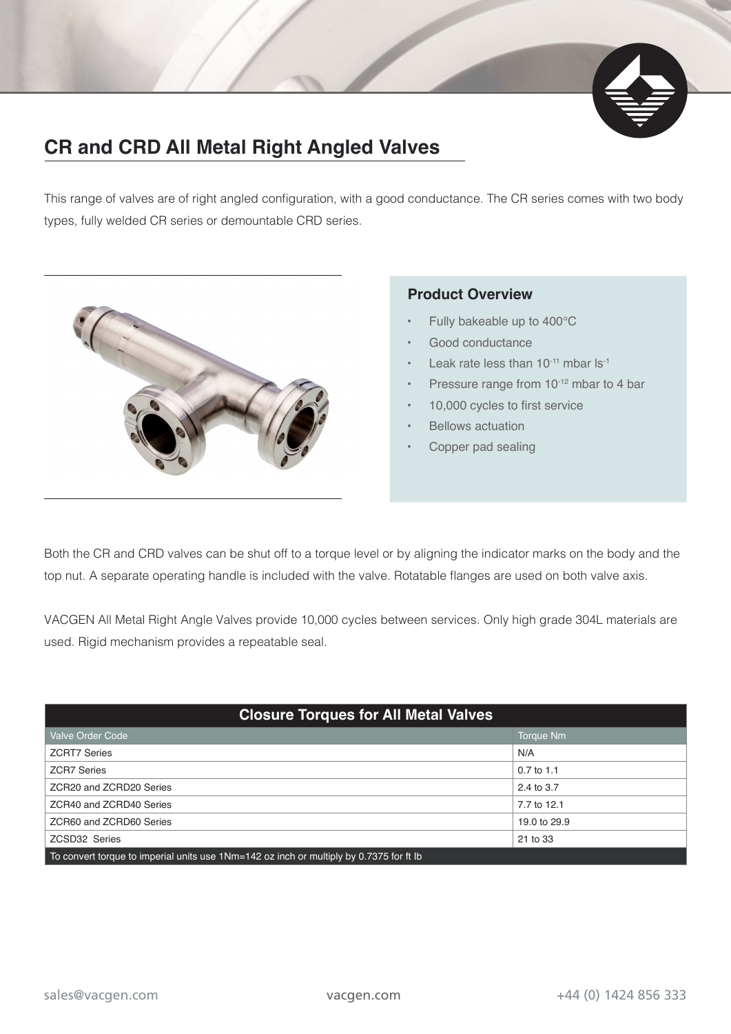# CR and CRD All Metal Right Angled Valves

This range of valves are of right angled configuration, with a good conductance. The CR series comes with two body types, fully welded CR series or demountable CRD series.

## Product Overview

- Fully bakeable up to 400°C
- Good conductance
- Leak rate less than $10^{-11}$ mbar $ls^{-1}$
- Pressure range from $10^{-12}$ mbar to 4 bar
- 10,000 cycles to first service
- Bellows actuation
- Copper pad sealing

Both the CR and CRD valves can be shut off to a torque level or by aligning the indicator marks on the body and the top nut. A separate operating handle is included with the valve. Rotatable flanges are used on both valve axis.

VACGEN All Metal Right Angle Valves provide 10,000 cycles between services. Only high grade 304L materials are used. Rigid mechanism provides a repeatable seal.

| Closure Torques for All Metal Valves | |
|---|---|
| Valve Order Code | Torque Nm |
| ZCRT7 Series | N/A |
| ZCR7 Series | 0.7 to 1.1 |
| ZCR20 and ZCRD20 Series | 2.4 to 3.7 |
| ZCR40 and ZCRD40 Series | 7.7 to 12.1 |
| ZCR60 and ZCRD60 Series | 19.0 to 29.9 |
| ZCSD32 Series | 21 to 33 |
| To convert torque to imperial units use 1Nm=142 oz inch or multiply by 0.7375 for ft lb | |

sales@vacgen.com vacgen.com +44 (0) 1424 856 333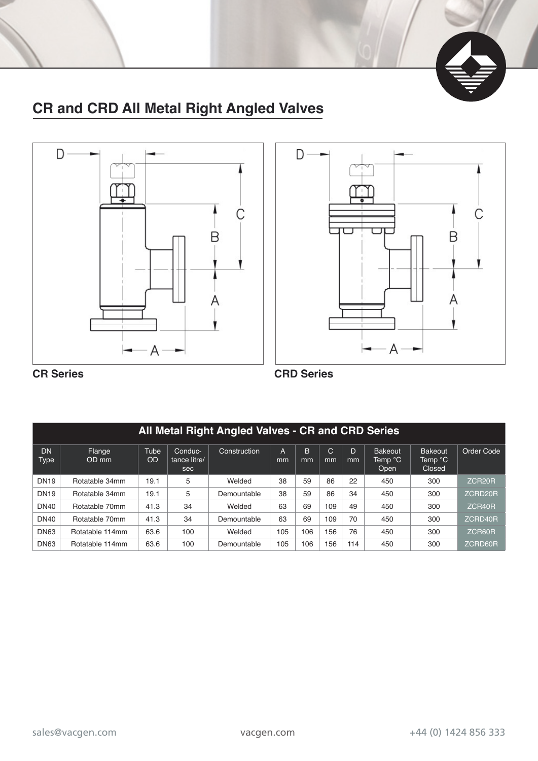## CR and CRD All Metal Right Angled Valves

D

C

B

A

A

**CR Series**

D

C

B

A

A

**CRD Series**

| All Metal Right Angled Valves - CR and CRD Series | | | | | | | | | | | |
|---|---|---|---|---|---|---|---|---|---|---|---|
| DN Type | Flange OD mm | Tube OD | Conduc-tance litre/sec | Construction | A mm | B mm | C mm | D mm | Bakeout Temp °C Open | Bakeout Temp °C Closed | Order Code |
| DN19 | Rotatable 34mm | 19.1 | 5 | Welded | 38 | 59 | 86 | 22 | 450 | 300 | ZCR20R |
| DN19 | Rotatable 34mm | 19.1 | 5 | Demountable | 38 | 59 | 86 | 34 | 450 | 300 | ZCRD20R |
| DN40 | Rotatable 70mm | 41.3 | 34 | Welded | 63 | 69 | 109 | 49 | 450 | 300 | ZCR40R |
| DN40 | Rotatable 70mm | 41.3 | 34 | Demountable | 63 | 69 | 109 | 70 | 450 | 300 | ZCRD40R |
| DN63 | Rotatable 114mm | 63.6 | 100 | Welded | 105 | 106 | 156 | 76 | 450 | 300 | ZCR60R |
| DN63 | Rotatable 114mm | 63.6 | 100 | Demountable | 105 | 106 | 156 | 114 | 450 | 300 | ZCRD60R |

sales@vacgen.com vacgen.com +44 (0) 1424 856 333